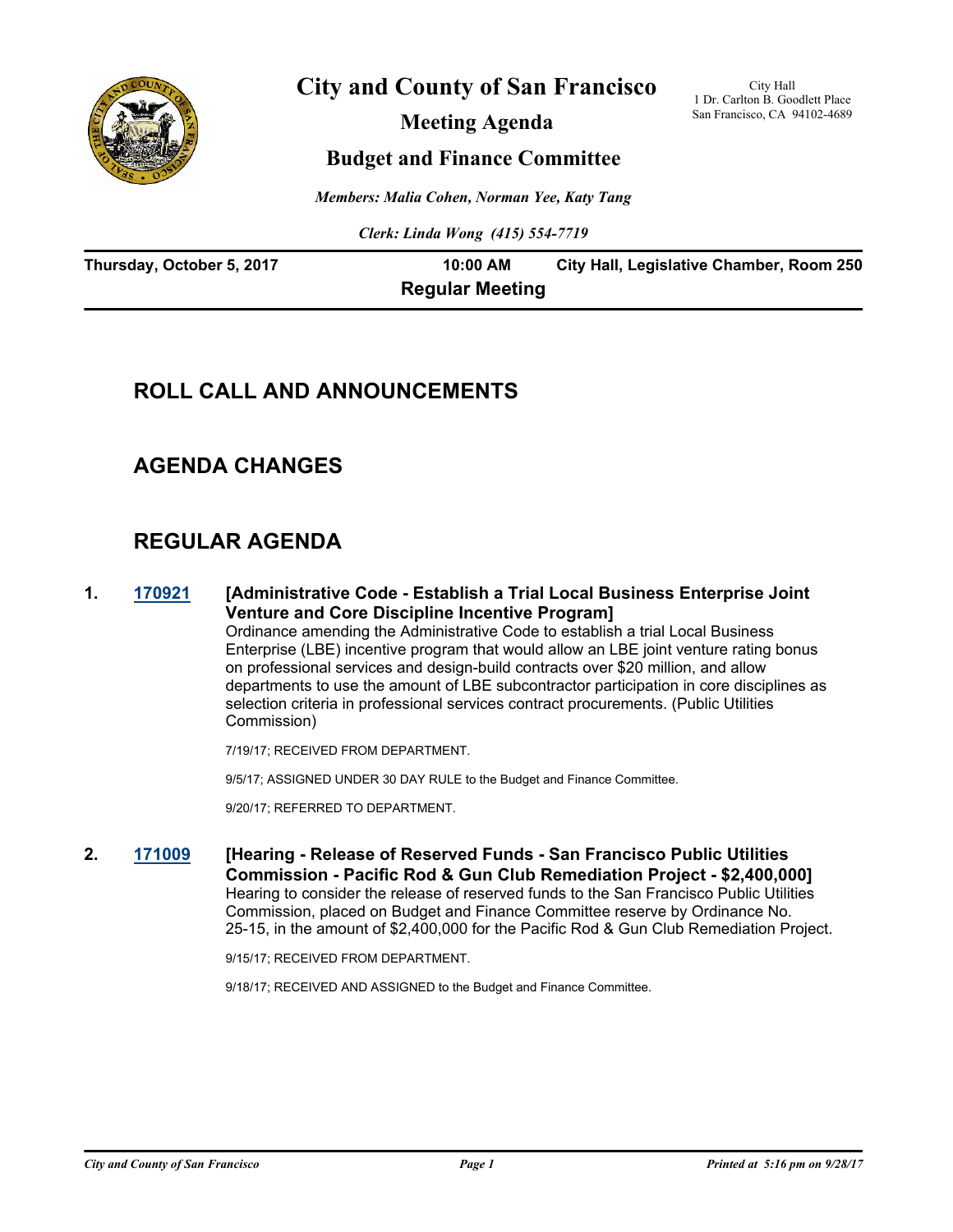# City and County of San Francisco

City Hall
1 Dr. Carlton B. Goodlett Place
San Francisco, CA 94102-4689

## Meeting Agenda

## Budget and Finance Committee

*Members: Malia Cohen, Norman Yee, Katy Tang*

*Clerk: Linda Wong (415) 554-7719*

**Thursday, October 5, 2017** **10:00 AM** **City Hall, Legislative Chamber, Room 250**

**Regular Meeting**

## ROLL CALL AND ANNOUNCEMENTS

## AGENDA CHANGES

## REGULAR AGENDA

**1.** **170921** **[Administrative Code - Establish a Trial Local Business Enterprise Joint Venture and Core Discipline Incentive Program]**

Ordinance amending the Administrative Code to establish a trial Local Business Enterprise (LBE) incentive program that would allow an LBE joint venture rating bonus on professional services and design-build contracts over $20 million, and allow departments to use the amount of LBE subcontractor participation in core disciplines as selection criteria in professional services contract procurements. (Public Utilities Commission)

7/19/17; RECEIVED FROM DEPARTMENT.

9/5/17; ASSIGNED UNDER 30 DAY RULE to the Budget and Finance Committee.

9/20/17; REFERRED TO DEPARTMENT.

**2.** **171009** **[Hearing - Release of Reserved Funds - San Francisco Public Utilities Commission - Pacific Rod & Gun Club Remediation Project - $2,400,000]**

Hearing to consider the release of reserved funds to the San Francisco Public Utilities Commission, placed on Budget and Finance Committee reserve by Ordinance No. 25-15, in the amount of $2,400,000 for the Pacific Rod & Gun Club Remediation Project.

9/15/17; RECEIVED FROM DEPARTMENT.

9/18/17; RECEIVED AND ASSIGNED to the Budget and Finance Committee.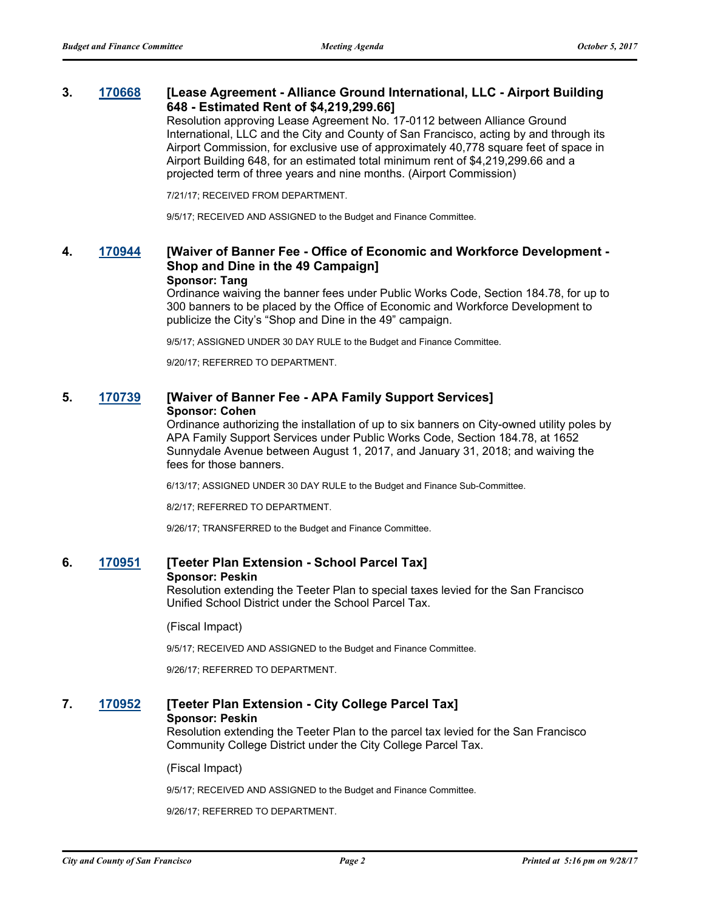### 3. 170668 [Lease Agreement - Alliance Ground International, LLC - Airport Building 648 - Estimated Rent of $4,219,299.66]

Resolution approving Lease Agreement No. 17-0112 between Alliance Ground International, LLC and the City and County of San Francisco, acting by and through its Airport Commission, for exclusive use of approximately 40,778 square feet of space in Airport Building 648, for an estimated total minimum rent of $4,219,299.66 and a projected term of three years and nine months. (Airport Commission)

7/21/17; RECEIVED FROM DEPARTMENT.

9/5/17; RECEIVED AND ASSIGNED to the Budget and Finance Committee.

### 4. 170944 [Waiver of Banner Fee - Office of Economic and Workforce Development - Shop and Dine in the 49 Campaign]

**Sponsor: Tang**

Ordinance waiving the banner fees under Public Works Code, Section 184.78, for up to 300 banners to be placed by the Office of Economic and Workforce Development to publicize the City's "Shop and Dine in the 49" campaign.

9/5/17; ASSIGNED UNDER 30 DAY RULE to the Budget and Finance Committee.

9/20/17; REFERRED TO DEPARTMENT.

### 5. 170739 [Waiver of Banner Fee - APA Family Support Services]

**Sponsor: Cohen**

Ordinance authorizing the installation of up to six banners on City-owned utility poles by APA Family Support Services under Public Works Code, Section 184.78, at 1652 Sunnydale Avenue between August 1, 2017, and January 31, 2018; and waiving the fees for those banners.

6/13/17; ASSIGNED UNDER 30 DAY RULE to the Budget and Finance Sub-Committee.

8/2/17; REFERRED TO DEPARTMENT.

9/26/17; TRANSFERRED to the Budget and Finance Committee.

### 6. 170951 [Teeter Plan Extension - School Parcel Tax]

**Sponsor: Peskin**

Resolution extending the Teeter Plan to special taxes levied for the San Francisco Unified School District under the School Parcel Tax.

(Fiscal Impact)

9/5/17; RECEIVED AND ASSIGNED to the Budget and Finance Committee.

9/26/17; REFERRED TO DEPARTMENT.

### 7. 170952 [Teeter Plan Extension - City College Parcel Tax]

**Sponsor: Peskin**

Resolution extending the Teeter Plan to the parcel tax levied for the San Francisco Community College District under the City College Parcel Tax.

(Fiscal Impact)

9/5/17; RECEIVED AND ASSIGNED to the Budget and Finance Committee.

9/26/17; REFERRED TO DEPARTMENT.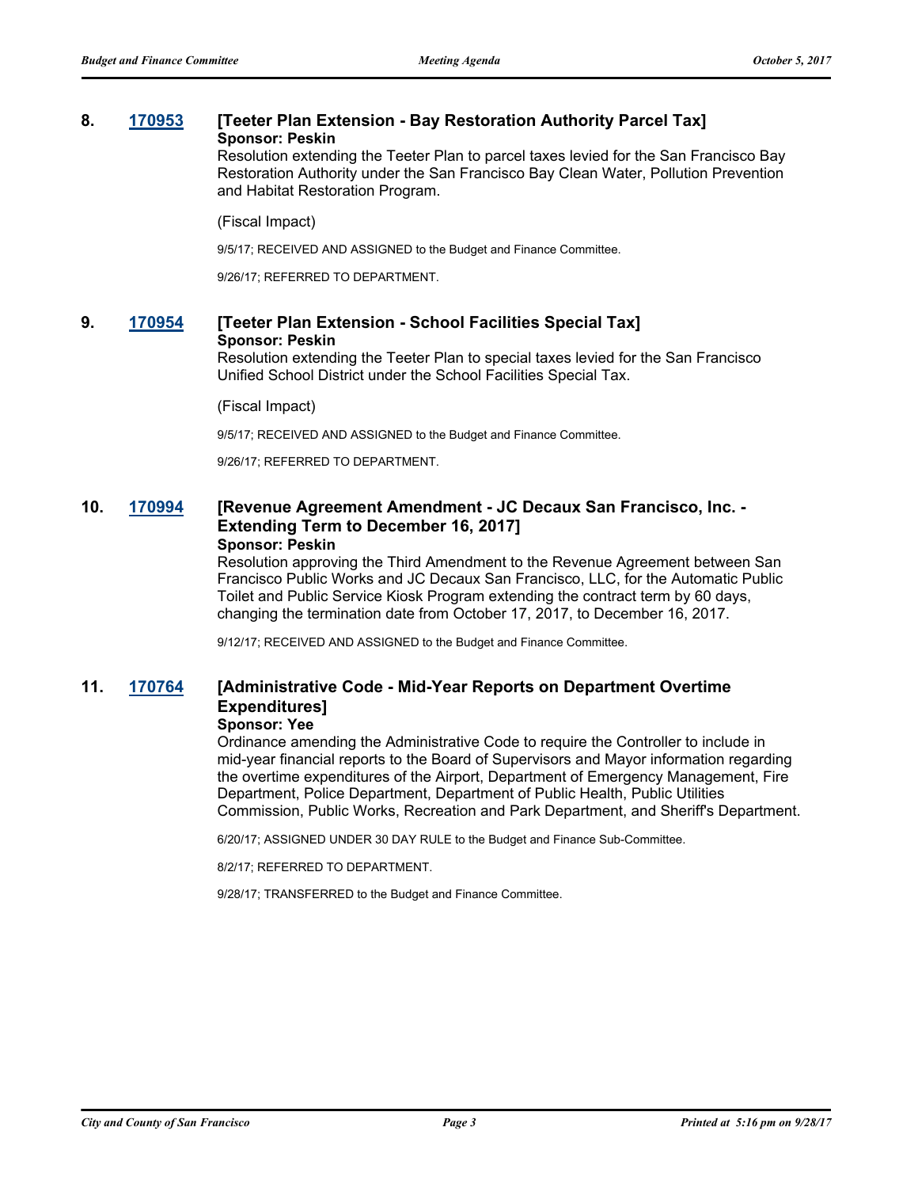### 8. 170953 [Teeter Plan Extension - Bay Restoration Authority Parcel Tax]

**Sponsor: Peskin**

Resolution extending the Teeter Plan to parcel taxes levied for the San Francisco Bay Restoration Authority under the San Francisco Bay Clean Water, Pollution Prevention and Habitat Restoration Program.

(Fiscal Impact)

9/5/17; RECEIVED AND ASSIGNED to the Budget and Finance Committee.

9/26/17; REFERRED TO DEPARTMENT.

### 9. 170954 [Teeter Plan Extension - School Facilities Special Tax]

**Sponsor: Peskin**

Resolution extending the Teeter Plan to special taxes levied for the San Francisco Unified School District under the School Facilities Special Tax.

(Fiscal Impact)

9/5/17; RECEIVED AND ASSIGNED to the Budget and Finance Committee.

9/26/17; REFERRED TO DEPARTMENT.

### 10. 170994 [Revenue Agreement Amendment - JC Decaux San Francisco, Inc. - Extending Term to December 16, 2017]

**Sponsor: Peskin**

Resolution approving the Third Amendment to the Revenue Agreement between San Francisco Public Works and JC Decaux San Francisco, LLC, for the Automatic Public Toilet and Public Service Kiosk Program extending the contract term by 60 days, changing the termination date from October 17, 2017, to December 16, 2017.

9/12/17; RECEIVED AND ASSIGNED to the Budget and Finance Committee.

### 11. 170764 [Administrative Code - Mid-Year Reports on Department Overtime Expenditures]

**Sponsor: Yee**

Ordinance amending the Administrative Code to require the Controller to include in mid-year financial reports to the Board of Supervisors and Mayor information regarding the overtime expenditures of the Airport, Department of Emergency Management, Fire Department, Police Department, Department of Public Health, Public Utilities Commission, Public Works, Recreation and Park Department, and Sheriff's Department.

6/20/17; ASSIGNED UNDER 30 DAY RULE to the Budget and Finance Sub-Committee.

8/2/17; REFERRED TO DEPARTMENT.

9/28/17; TRANSFERRED to the Budget and Finance Committee.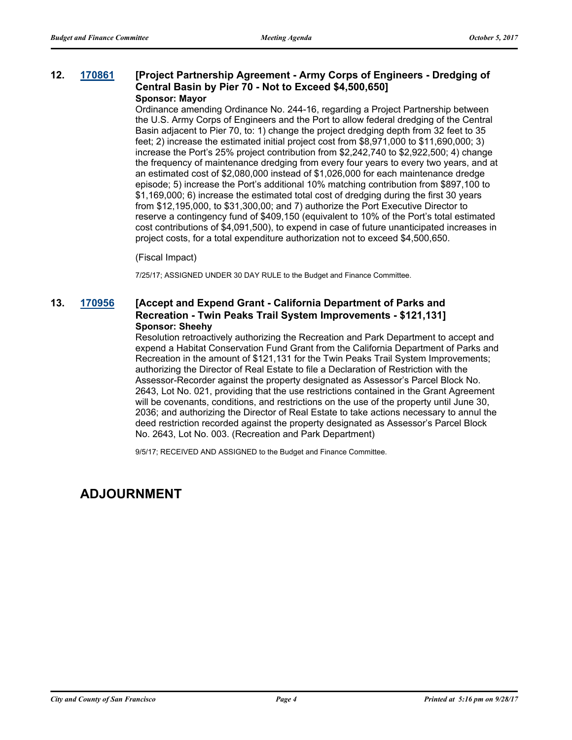**12. 170861 [Project Partnership Agreement - Army Corps of Engineers - Dredging of Central Basin by Pier 70 - Not to Exceed $4,500,650]**

**Sponsor: Mayor**

Ordinance amending Ordinance No. 244-16, regarding a Project Partnership between the U.S. Army Corps of Engineers and the Port to allow federal dredging of the Central Basin adjacent to Pier 70, to: 1) change the project dredging depth from 32 feet to 35 feet; 2) increase the estimated initial project cost from $8,971,000 to $11,690,000; 3) increase the Port's 25% project contribution from $2,242,740 to $2,922,500; 4) change the frequency of maintenance dredging from every four years to every two years, and at an estimated cost of $2,080,000 instead of $1,026,000 for each maintenance dredge episode; 5) increase the Port's additional 10% matching contribution from $897,100 to $1,169,000; 6) increase the estimated total cost of dredging during the first 30 years from $12,195,000, to $31,300,00; and 7) authorize the Port Executive Director to reserve a contingency fund of $409,150 (equivalent to 10% of the Port's total estimated cost contributions of $4,091,500), to expend in case of future unanticipated increases in project costs, for a total expenditure authorization not to exceed $4,500,650.

(Fiscal Impact)

7/25/17; ASSIGNED UNDER 30 DAY RULE to the Budget and Finance Committee.

**13. 170956 [Accept and Expend Grant - California Department of Parks and Recreation - Twin Peaks Trail System Improvements - $121,131]**

**Sponsor: Sheehy**

Resolution retroactively authorizing the Recreation and Park Department to accept and expend a Habitat Conservation Fund Grant from the California Department of Parks and Recreation in the amount of $121,131 for the Twin Peaks Trail System Improvements; authorizing the Director of Real Estate to file a Declaration of Restriction with the Assessor-Recorder against the property designated as Assessor's Parcel Block No. 2643, Lot No. 021, providing that the use restrictions contained in the Grant Agreement will be covenants, conditions, and restrictions on the use of the property until June 30, 2036; and authorizing the Director of Real Estate to take actions necessary to annul the deed restriction recorded against the property designated as Assessor's Parcel Block No. 2643, Lot No. 003. (Recreation and Park Department)

9/5/17; RECEIVED AND ASSIGNED to the Budget and Finance Committee.

## ADJOURNMENT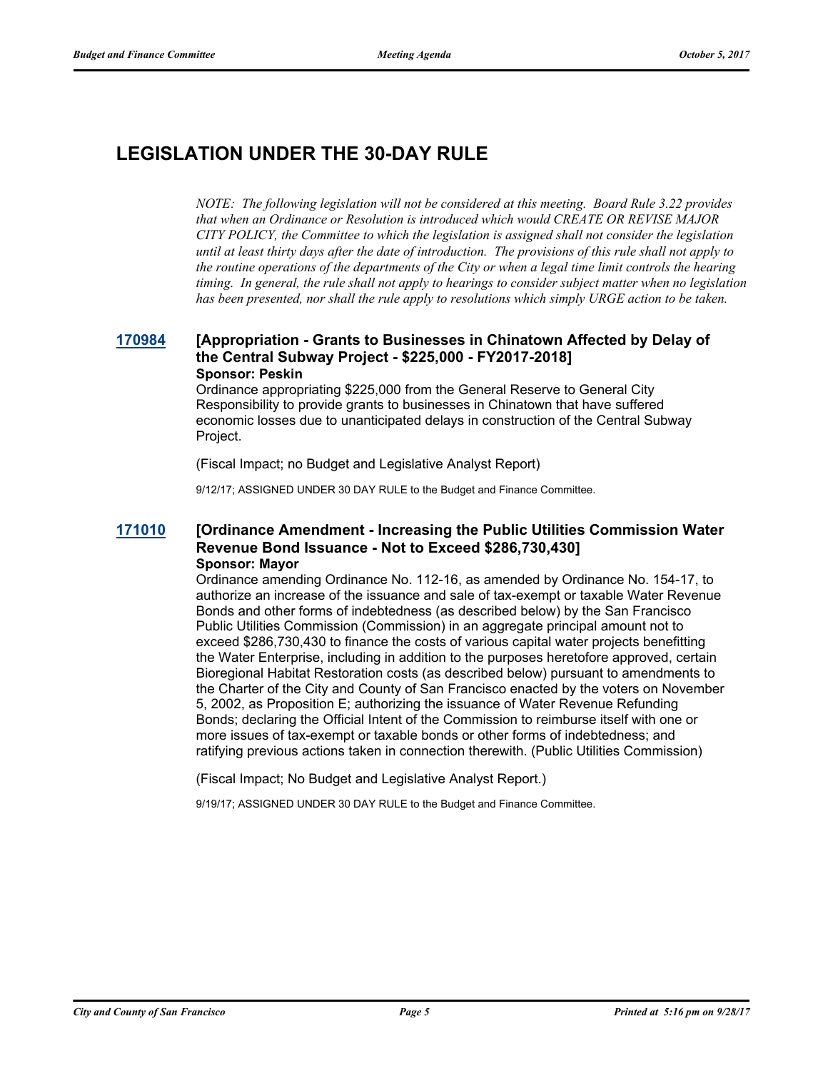# LEGISLATION UNDER THE 30-DAY RULE

*NOTE: The following legislation will not be considered at this meeting. Board Rule 3.22 provides that when an Ordinance or Resolution is introduced which would CREATE OR REVISE MAJOR CITY POLICY, the Committee to which the legislation is assigned shall not consider the legislation until at least thirty days after the date of introduction. The provisions of this rule shall not apply to the routine operations of the departments of the City or when a legal time limit controls the hearing timing. In general, the rule shall not apply to hearings to consider subject matter when no legislation has been presented, nor shall the rule apply to resolutions which simply URGE action to be taken.*

### 170984 [Appropriation - Grants to Businesses in Chinatown Affected by Delay of the Central Subway Project - $225,000 - FY2017-2018]

**Sponsor: Peskin**

Ordinance appropriating $225,000 from the General Reserve to General City Responsibility to provide grants to businesses in Chinatown that have suffered economic losses due to unanticipated delays in construction of the Central Subway Project.

(Fiscal Impact; no Budget and Legislative Analyst Report)

9/12/17; ASSIGNED UNDER 30 DAY RULE to the Budget and Finance Committee.

### 171010 [Ordinance Amendment - Increasing the Public Utilities Commission Water Revenue Bond Issuance - Not to Exceed $286,730,430]

**Sponsor: Mayor**

Ordinance amending Ordinance No. 112-16, as amended by Ordinance No. 154-17, to authorize an increase of the issuance and sale of tax-exempt or taxable Water Revenue Bonds and other forms of indebtedness (as described below) by the San Francisco Public Utilities Commission (Commission) in an aggregate principal amount not to exceed $286,730,430 to finance the costs of various capital water projects benefitting the Water Enterprise, including in addition to the purposes heretofore approved, certain Bioregional Habitat Restoration costs (as described below) pursuant to amendments to the Charter of the City and County of San Francisco enacted by the voters on November 5, 2002, as Proposition E; authorizing the issuance of Water Revenue Refunding Bonds; declaring the Official Intent of the Commission to reimburse itself with one or more issues of tax-exempt or taxable bonds or other forms of indebtedness; and ratifying previous actions taken in connection therewith. (Public Utilities Commission)

(Fiscal Impact; No Budget and Legislative Analyst Report.)

9/19/17; ASSIGNED UNDER 30 DAY RULE to the Budget and Finance Committee.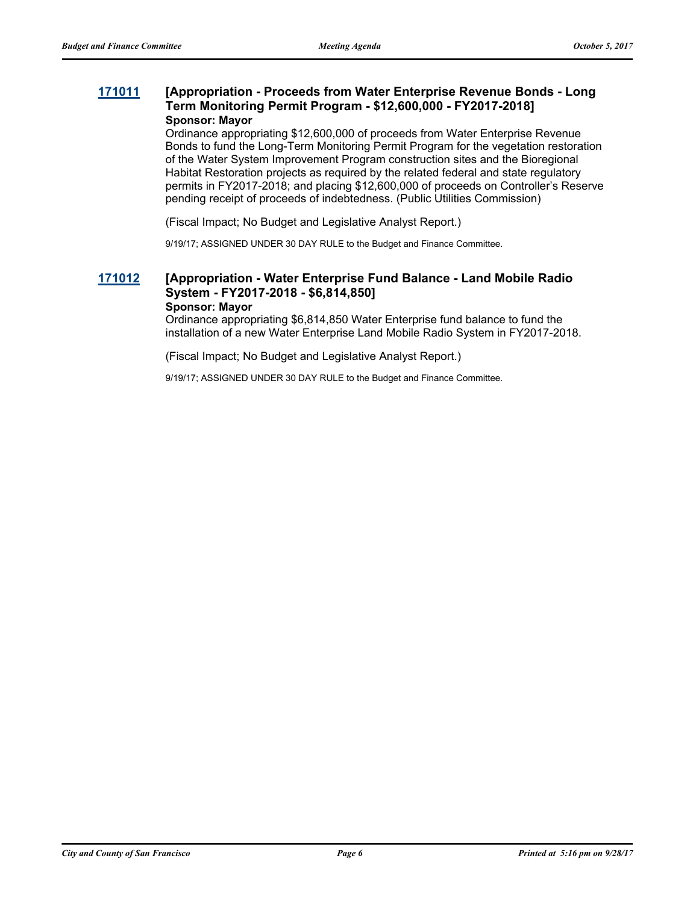**171011** **[Appropriation - Proceeds from Water Enterprise Revenue Bonds - Long Term Monitoring Permit Program - $12,600,000 - FY2017-2018]**

**Sponsor: Mayor**

Ordinance appropriating $12,600,000 of proceeds from Water Enterprise Revenue Bonds to fund the Long-Term Monitoring Permit Program for the vegetation restoration of the Water System Improvement Program construction sites and the Bioregional Habitat Restoration projects as required by the related federal and state regulatory permits in FY2017-2018; and placing $12,600,000 of proceeds on Controller's Reserve pending receipt of proceeds of indebtedness. (Public Utilities Commission)

(Fiscal Impact; No Budget and Legislative Analyst Report.)

9/19/17; ASSIGNED UNDER 30 DAY RULE to the Budget and Finance Committee.

**171012** **[Appropriation - Water Enterprise Fund Balance - Land Mobile Radio System - FY2017-2018 - $6,814,850]**

**Sponsor: Mayor**

Ordinance appropriating $6,814,850 Water Enterprise fund balance to fund the installation of a new Water Enterprise Land Mobile Radio System in FY2017-2018.

(Fiscal Impact; No Budget and Legislative Analyst Report.)

9/19/17; ASSIGNED UNDER 30 DAY RULE to the Budget and Finance Committee.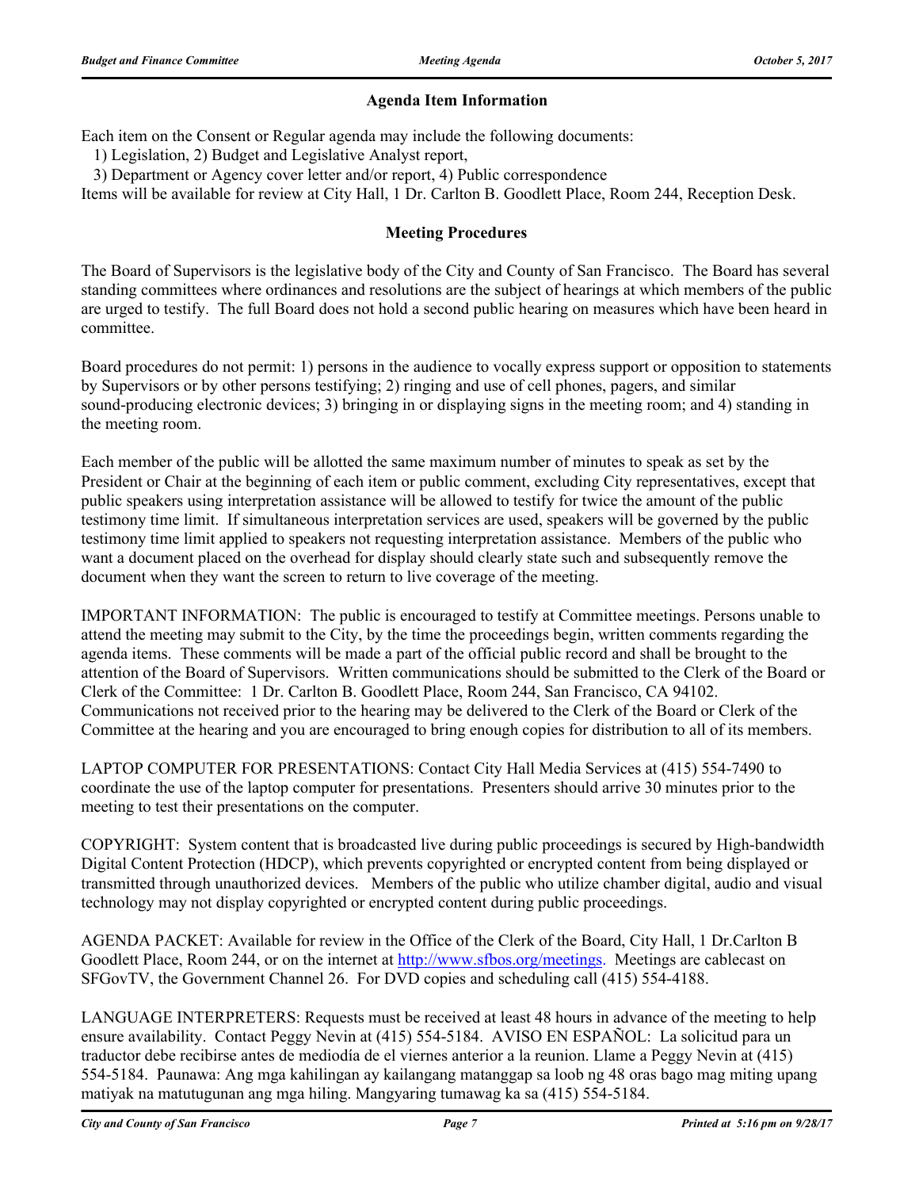## Agenda Item Information

Each item on the Consent or Regular agenda may include the following documents:
1) Legislation, 2) Budget and Legislative Analyst report,
3) Department or Agency cover letter and/or report, 4) Public correspondence
Items will be available for review at City Hall, 1 Dr. Carlton B. Goodlett Place, Room 244, Reception Desk.

## Meeting Procedures

The Board of Supervisors is the legislative body of the City and County of San Francisco. The Board has several standing committees where ordinances and resolutions are the subject of hearings at which members of the public are urged to testify. The full Board does not hold a second public hearing on measures which have been heard in committee.

Board procedures do not permit: 1) persons in the audience to vocally express support or opposition to statements by Supervisors or by other persons testifying; 2) ringing and use of cell phones, pagers, and similar sound-producing electronic devices; 3) bringing in or displaying signs in the meeting room; and 4) standing in the meeting room.

Each member of the public will be allotted the same maximum number of minutes to speak as set by the President or Chair at the beginning of each item or public comment, excluding City representatives, except that public speakers using interpretation assistance will be allowed to testify for twice the amount of the public testimony time limit. If simultaneous interpretation services are used, speakers will be governed by the public testimony time limit applied to speakers not requesting interpretation assistance. Members of the public who want a document placed on the overhead for display should clearly state such and subsequently remove the document when they want the screen to return to live coverage of the meeting.

IMPORTANT INFORMATION: The public is encouraged to testify at Committee meetings. Persons unable to attend the meeting may submit to the City, by the time the proceedings begin, written comments regarding the agenda items. These comments will be made a part of the official public record and shall be brought to the attention of the Board of Supervisors. Written communications should be submitted to the Clerk of the Board or Clerk of the Committee: 1 Dr. Carlton B. Goodlett Place, Room 244, San Francisco, CA 94102. Communications not received prior to the hearing may be delivered to the Clerk of the Board or Clerk of the Committee at the hearing and you are encouraged to bring enough copies for distribution to all of its members.

LAPTOP COMPUTER FOR PRESENTATIONS: Contact City Hall Media Services at (415) 554-7490 to coordinate the use of the laptop computer for presentations. Presenters should arrive 30 minutes prior to the meeting to test their presentations on the computer.

COPYRIGHT: System content that is broadcasted live during public proceedings is secured by High-bandwidth Digital Content Protection (HDCP), which prevents copyrighted or encrypted content from being displayed or transmitted through unauthorized devices. Members of the public who utilize chamber digital, audio and visual technology may not display copyrighted or encrypted content during public proceedings.

AGENDA PACKET: Available for review in the Office of the Clerk of the Board, City Hall, 1 Dr.Carlton B Goodlett Place, Room 244, or on the internet at http://www.sfbos.org/meetings. Meetings are cablecast on SFGovTV, the Government Channel 26. For DVD copies and scheduling call (415) 554-4188.

LANGUAGE INTERPRETERS: Requests must be received at least 48 hours in advance of the meeting to help ensure availability. Contact Peggy Nevin at (415) 554-5184. AVISO EN ESPAÑOL: La solicitud para un traductor debe recibirse antes de mediodía de el viernes anterior a la reunion. Llame a Peggy Nevin at (415) 554-5184. Paunawa: Ang mga kahilingan ay kailangang matanggap sa loob ng 48 oras bago mag miting upang matiyak na matutugunan ang mga hiling. Mangyaring tumawag ka sa (415) 554-5184.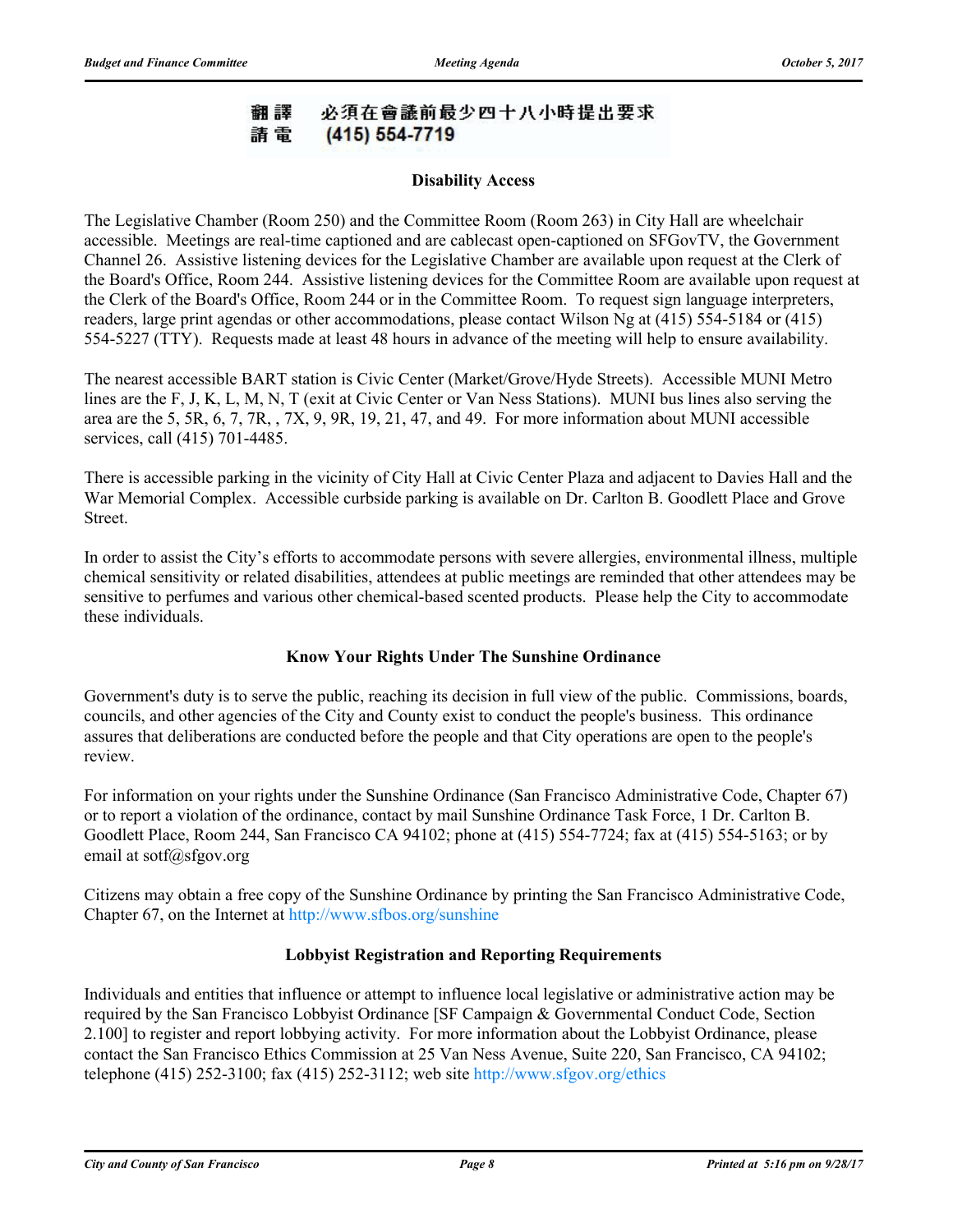翻譯　必須在會議前最少四十八小時提出要求
請電　(415) 554-7719

## Disability Access

The Legislative Chamber (Room 250) and the Committee Room (Room 263) in City Hall are wheelchair accessible. Meetings are real-time captioned and are cablecast open-captioned on SFGovTV, the Government Channel 26. Assistive listening devices for the Legislative Chamber are available upon request at the Clerk of the Board's Office, Room 244. Assistive listening devices for the Committee Room are available upon request at the Clerk of the Board's Office, Room 244 or in the Committee Room. To request sign language interpreters, readers, large print agendas or other accommodations, please contact Wilson Ng at (415) 554-5184 or (415) 554-5227 (TTY). Requests made at least 48 hours in advance of the meeting will help to ensure availability.

The nearest accessible BART station is Civic Center (Market/Grove/Hyde Streets). Accessible MUNI Metro lines are the F, J, K, L, M, N, T (exit at Civic Center or Van Ness Stations). MUNI bus lines also serving the area are the 5, 5R, 6, 7, 7R, , 7X, 9, 9R, 19, 21, 47, and 49. For more information about MUNI accessible services, call (415) 701-4485.

There is accessible parking in the vicinity of City Hall at Civic Center Plaza and adjacent to Davies Hall and the War Memorial Complex. Accessible curbside parking is available on Dr. Carlton B. Goodlett Place and Grove Street.

In order to assist the City's efforts to accommodate persons with severe allergies, environmental illness, multiple chemical sensitivity or related disabilities, attendees at public meetings are reminded that other attendees may be sensitive to perfumes and various other chemical-based scented products. Please help the City to accommodate these individuals.

## Know Your Rights Under The Sunshine Ordinance

Government's duty is to serve the public, reaching its decision in full view of the public. Commissions, boards, councils, and other agencies of the City and County exist to conduct the people's business. This ordinance assures that deliberations are conducted before the people and that City operations are open to the people's review.

For information on your rights under the Sunshine Ordinance (San Francisco Administrative Code, Chapter 67) or to report a violation of the ordinance, contact by mail Sunshine Ordinance Task Force, 1 Dr. Carlton B. Goodlett Place, Room 244, San Francisco CA 94102; phone at (415) 554-7724; fax at (415) 554-5163; or by email at sotf@sfgov.org

Citizens may obtain a free copy of the Sunshine Ordinance by printing the San Francisco Administrative Code, Chapter 67, on the Internet at http://www.sfbos.org/sunshine

## Lobbyist Registration and Reporting Requirements

Individuals and entities that influence or attempt to influence local legislative or administrative action may be required by the San Francisco Lobbyist Ordinance [SF Campaign & Governmental Conduct Code, Section 2.100] to register and report lobbying activity. For more information about the Lobbyist Ordinance, please contact the San Francisco Ethics Commission at 25 Van Ness Avenue, Suite 220, San Francisco, CA 94102; telephone (415) 252-3100; fax (415) 252-3112; web site http://www.sfgov.org/ethics